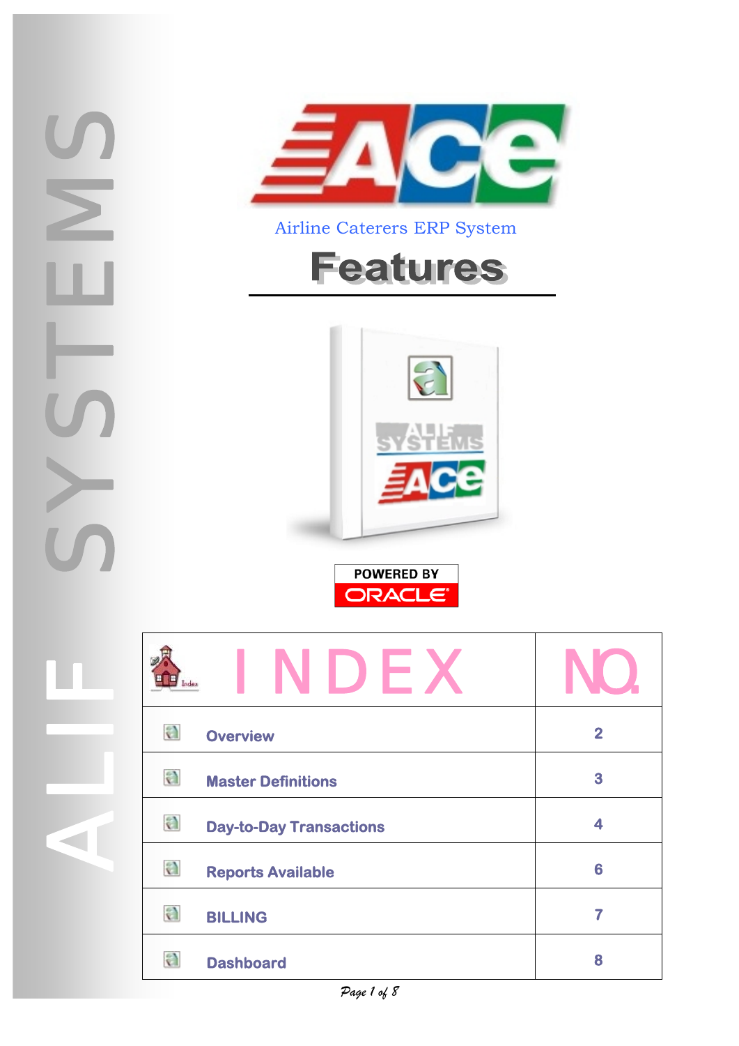# ACE

Airline Caterers ERP System

## Features

POWERED BY ORACLE

| INDEX | NO. |
| --- | --- |
| Overview | 2 |
| Master Definitions | 3 |
| Day-to-Day Transactions | 4 |
| Reports Available | 6 |
| BILLING | 7 |
| Dashboard | 8 |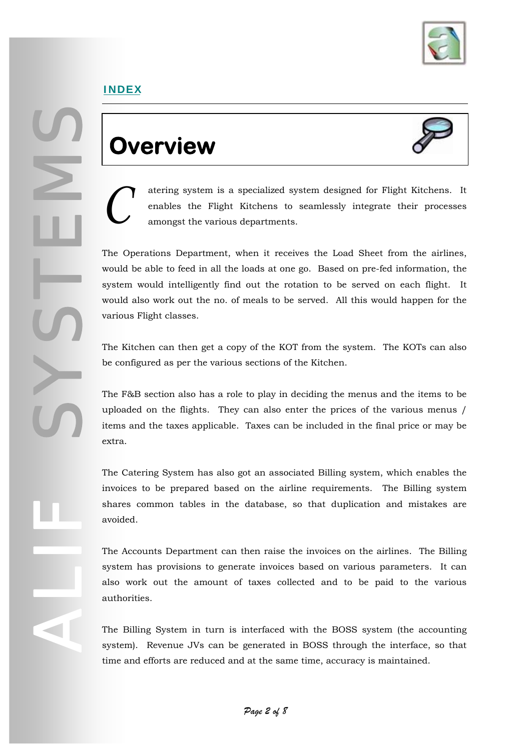INDEX

# Overview

Catering system is a specialized system designed for Flight Kitchens. It enables the Flight Kitchens to seamlessly integrate their processes amongst the various departments.

The Operations Department, when it receives the Load Sheet from the airlines, would be able to feed in all the loads at one go. Based on pre-fed information, the system would intelligently find out the rotation to be served on each flight. It would also work out the no. of meals to be served. All this would happen for the various Flight classes.

The Kitchen can then get a copy of the KOT from the system. The KOTs can also be configured as per the various sections of the Kitchen.

The F&B section also has a role to play in deciding the menus and the items to be uploaded on the flights. They can also enter the prices of the various menus / items and the taxes applicable. Taxes can be included in the final price or may be extra.

The Catering System has also got an associated Billing system, which enables the invoices to be prepared based on the airline requirements. The Billing system shares common tables in the database, so that duplication and mistakes are avoided.

The Accounts Department can then raise the invoices on the airlines. The Billing system has provisions to generate invoices based on various parameters. It can also work out the amount of taxes collected and to be paid to the various authorities.

The Billing System in turn is interfaced with the BOSS system (the accounting system). Revenue JVs can be generated in BOSS through the interface, so that time and efforts are reduced and at the same time, accuracy is maintained.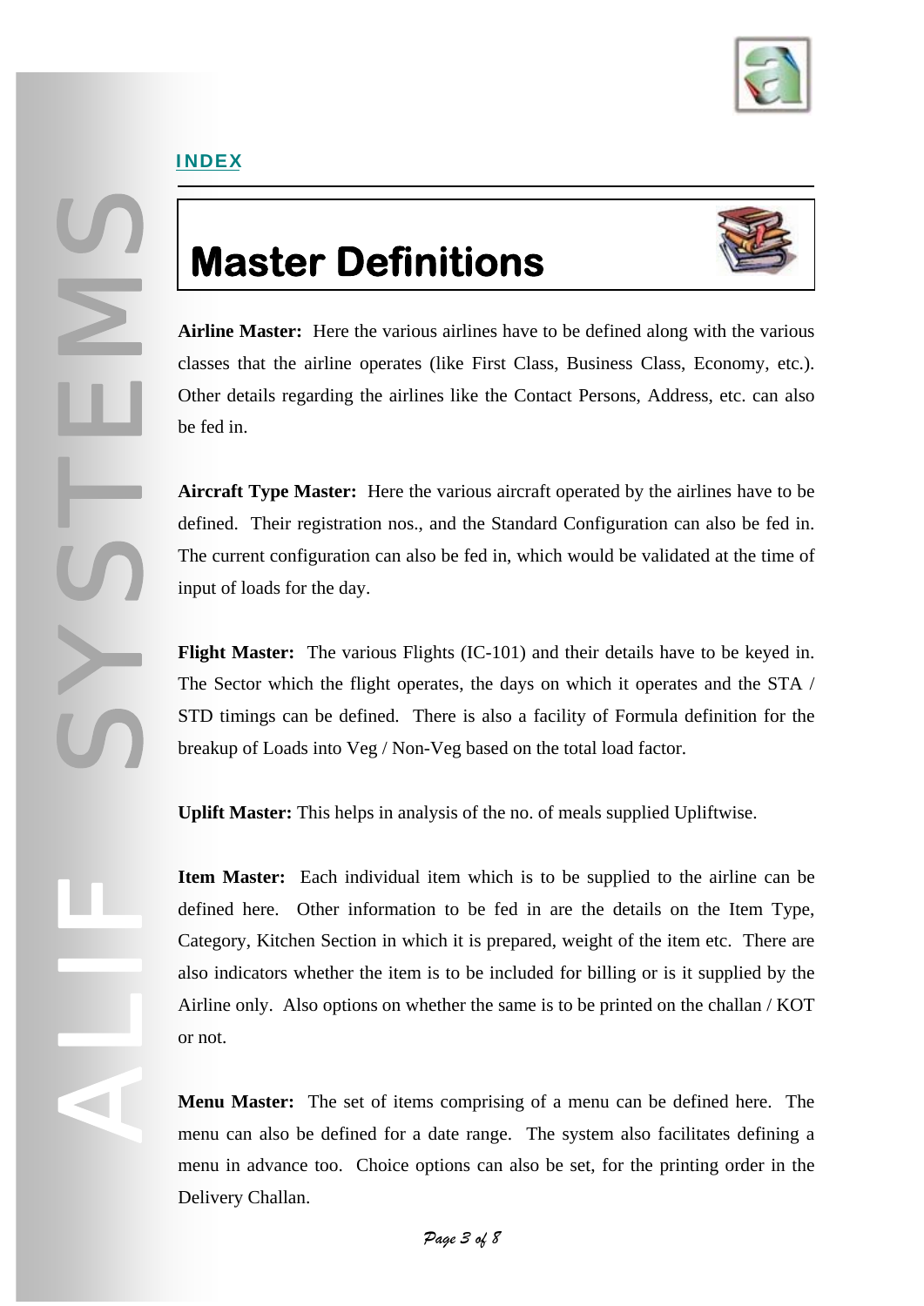INDEX

# Master Definitions

**Airline Master:** Here the various airlines have to be defined along with the various classes that the airline operates (like First Class, Business Class, Economy, etc.). Other details regarding the airlines like the Contact Persons, Address, etc. can also be fed in.

**Aircraft Type Master:** Here the various aircraft operated by the airlines have to be defined. Their registration nos., and the Standard Configuration can also be fed in. The current configuration can also be fed in, which would be validated at the time of input of loads for the day.

**Flight Master:** The various Flights (IC-101) and their details have to be keyed in. The Sector which the flight operates, the days on which it operates and the STA / STD timings can be defined. There is also a facility of Formula definition for the breakup of Loads into Veg / Non-Veg based on the total load factor.

**Uplift Master:** This helps in analysis of the no. of meals supplied Upliftwise.

**Item Master:** Each individual item which is to be supplied to the airline can be defined here. Other information to be fed in are the details on the Item Type, Category, Kitchen Section in which it is prepared, weight of the item etc. There are also indicators whether the item is to be included for billing or is it supplied by the Airline only. Also options on whether the same is to be printed on the challan / KOT or not.

**Menu Master:** The set of items comprising of a menu can be defined here. The menu can also be defined for a date range. The system also facilitates defining a menu in advance too. Choice options can also be set, for the printing order in the Delivery Challan.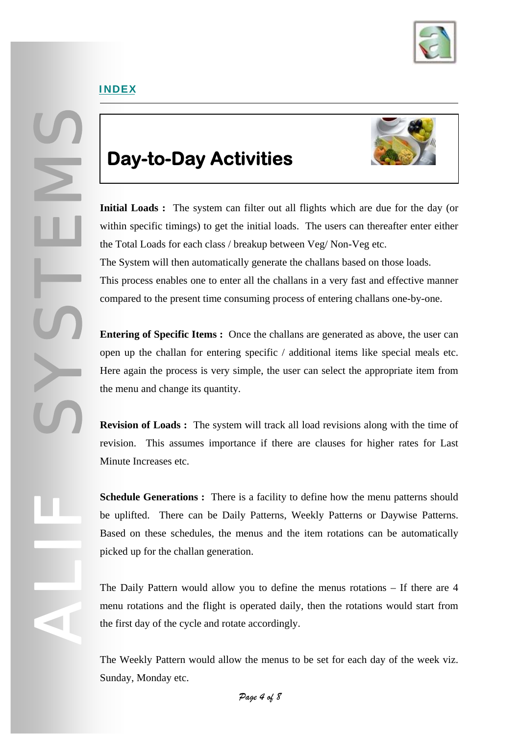INDEX

# Day-to-Day Activities

**Initial Loads :** The system can filter out all flights which are due for the day (or within specific timings) to get the initial loads. The users can thereafter enter either the Total Loads for each class / breakup between Veg/ Non-Veg etc.
The System will then automatically generate the challans based on those loads.
This process enables one to enter all the challans in a very fast and effective manner compared to the present time consuming process of entering challans one-by-one.

**Entering of Specific Items :** Once the challans are generated as above, the user can open up the challan for entering specific / additional items like special meals etc. Here again the process is very simple, the user can select the appropriate item from the menu and change its quantity.

**Revision of Loads :** The system will track all load revisions along with the time of revision. This assumes importance if there are clauses for higher rates for Last Minute Increases etc.

**Schedule Generations :** There is a facility to define how the menu patterns should be uplifted. There can be Daily Patterns, Weekly Patterns or Daywise Patterns. Based on these schedules, the menus and the item rotations can be automatically picked up for the challan generation.

The Daily Pattern would allow you to define the menus rotations – If there are 4 menu rotations and the flight is operated daily, then the rotations would start from the first day of the cycle and rotate accordingly.

The Weekly Pattern would allow the menus to be set for each day of the week viz. Sunday, Monday etc.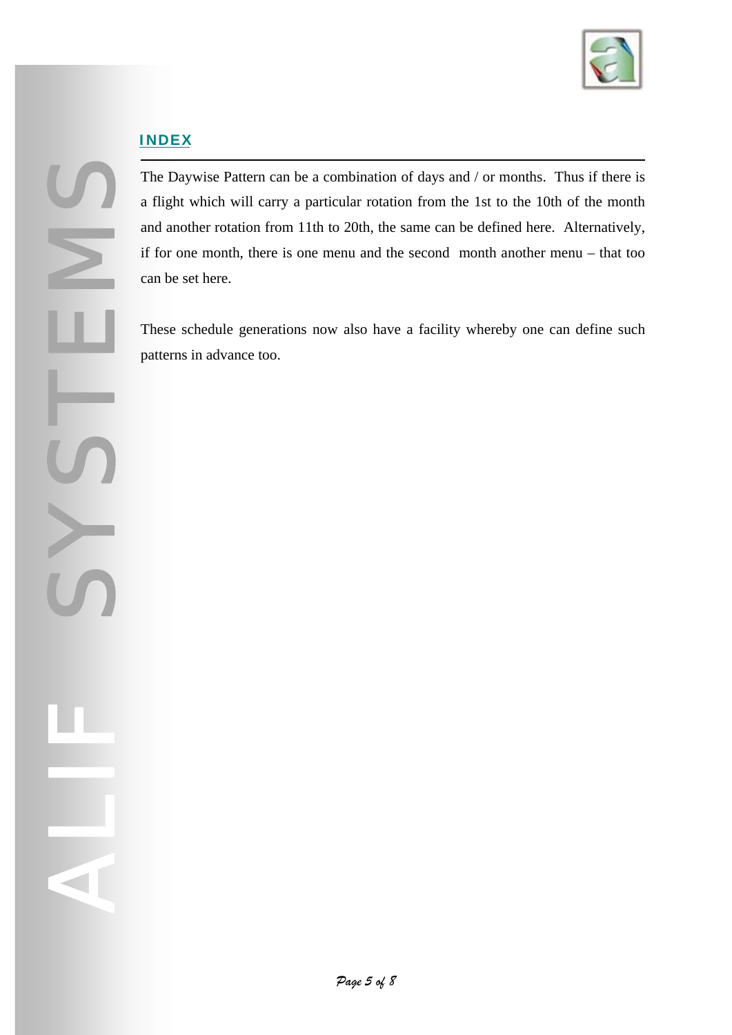## INDEX

The Daywise Pattern can be a combination of days and / or months. Thus if there is a flight which will carry a particular rotation from the 1st to the 10th of the month and another rotation from 11th to 20th, the same can be defined here. Alternatively, if for one month, there is one menu and the second month another menu – that too can be set here.

These schedule generations now also have a facility whereby one can define such patterns in advance too.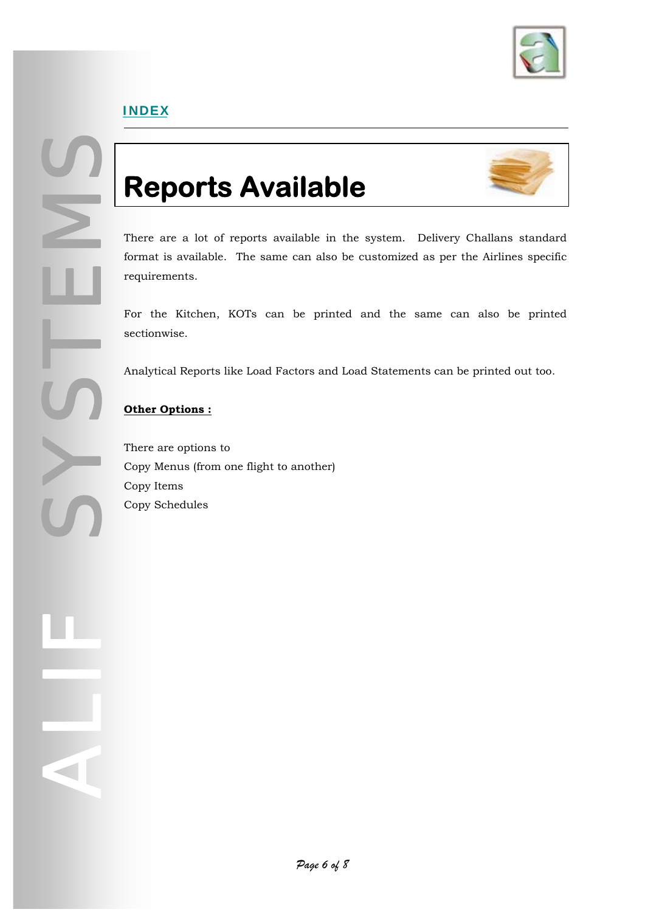**INDEX**

# Reports Available

There are a lot of reports available in the system. Delivery Challans standard format is available. The same can also be customized as per the Airlines specific requirements.

For the Kitchen, KOTs can be printed and the same can also be printed sectionwise.

Analytical Reports like Load Factors and Load Statements can be printed out too.

**Other Options :**

There are options to
Copy Menus (from one flight to another)
Copy Items
Copy Schedules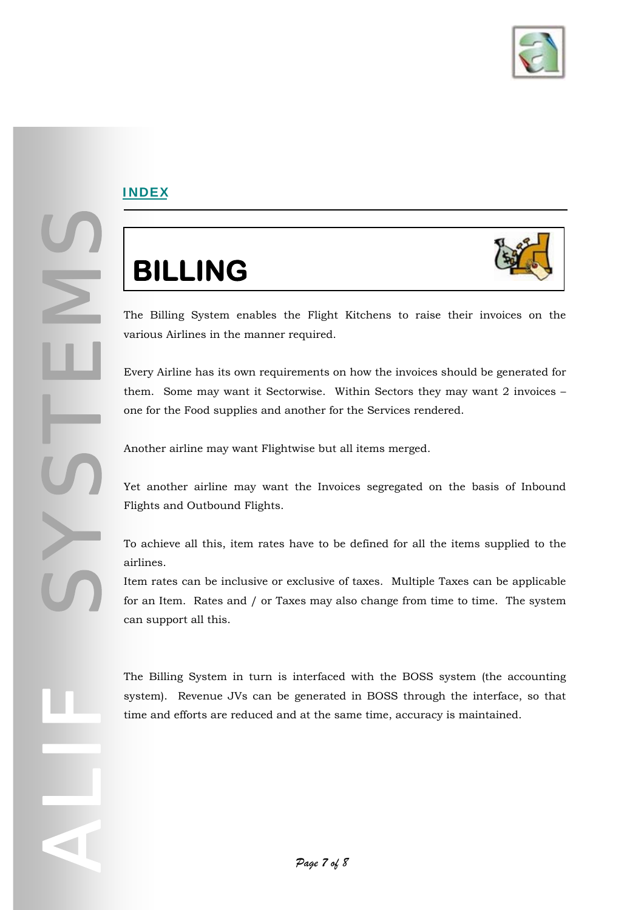**INDEX**

# BILLING

The Billing System enables the Flight Kitchens to raise their invoices on the various Airlines in the manner required.

Every Airline has its own requirements on how the invoices should be generated for them. Some may want it Sectorwise. Within Sectors they may want 2 invoices – one for the Food supplies and another for the Services rendered.

Another airline may want Flightwise but all items merged.

Yet another airline may want the Invoices segregated on the basis of Inbound Flights and Outbound Flights.

To achieve all this, item rates have to be defined for all the items supplied to the airlines.
Item rates can be inclusive or exclusive of taxes. Multiple Taxes can be applicable for an Item. Rates and / or Taxes may also change from time to time. The system can support all this.

The Billing System in turn is interfaced with the BOSS system (the accounting system). Revenue JVs can be generated in BOSS through the interface, so that time and efforts are reduced and at the same time, accuracy is maintained.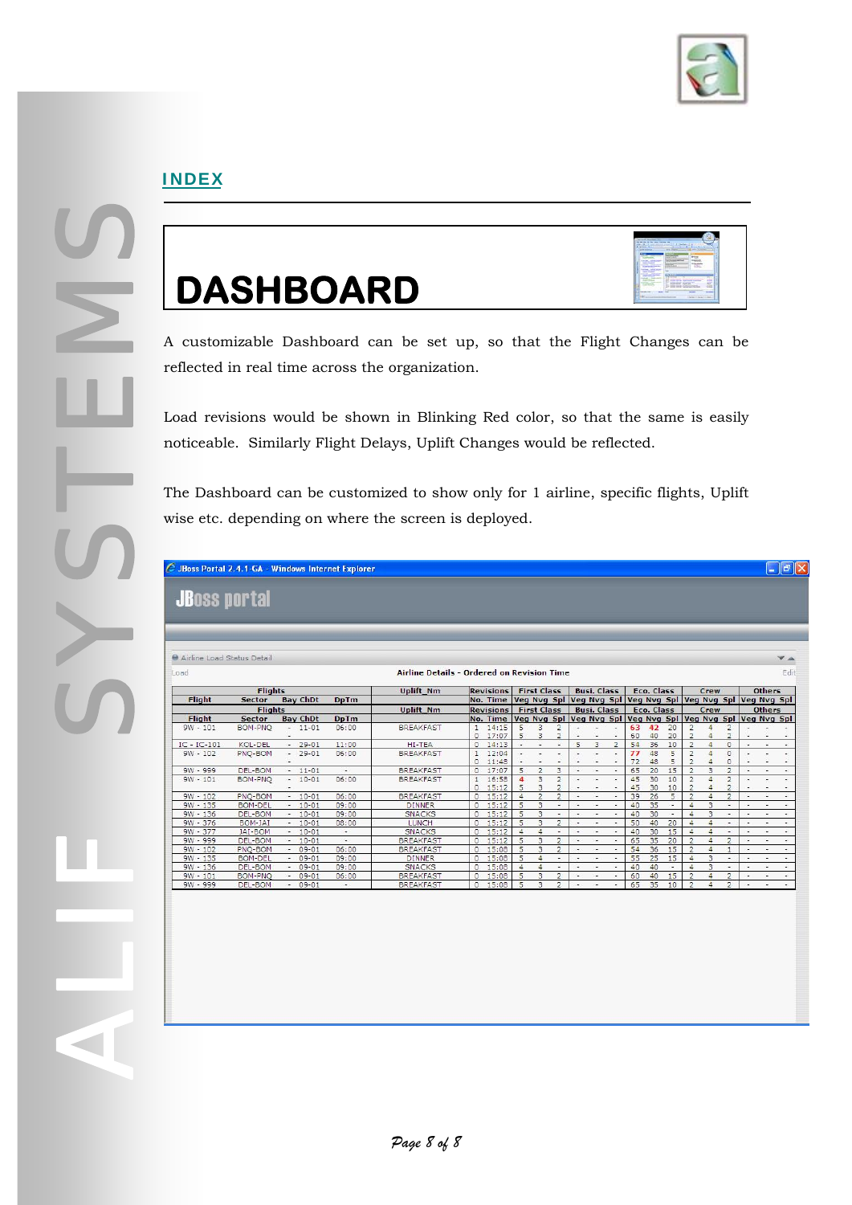## INDEX

# DASHBOARD

A customizable Dashboard can be set up, so that the Flight Changes can be reflected in real time across the organization.

Load revisions would be shown in Blinking Red color, so that the same is easily noticeable. Similarly Flight Delays, Uplift Changes would be reflected.

The Dashboard can be customized to show only for 1 airline, specific flights, Uplift wise etc. depending on where the screen is deployed.

JBoss Portal 2.4.1-GA - Windows Internet Explorer

JBoss portal

Airline Load Status Detail

Load

Airline Details - Ordered on Revision Time

Edit

| Flights | | | | Uplift_Nm | Revisions | | First Class | | | Busi. Class | | | Eco. Class | | | Crew | | | Others | | |
|---|---|---|---|---|---|---|---|---|---|---|---|---|---|---|---|---|---|---|---|---|---|
| Flight | Sector | Bay ChDt | DpTm | | No. | Time | Veg | Nvg | Spl | Veg | Nvg | Spl | Veg | Nvg | Spl | Veg | Nvg | Spl | Veg | Nvg | Spl |
| 9W - 101 | BOM-PNQ | - 11-01 | 06:00 | BREAKFAST | 1 | 14:15 | 5 | 3 | 2 | - | - | - | 63 | 42 | 20 | 2 | 4 | 2 | - | - | - |
| | | - | | | 0 | 17:07 | 5 | 3 | 2 | - | - | - | 60 | 40 | 20 | 2 | 4 | 2 | - | - | - |
| IC - IC-101 | KOL-DEL | - 29-01 | 11:00 | HI-TEA | 0 | 14:13 | - | - | - | 5 | 3 | 2 | 54 | 36 | 10 | 2 | 4 | 0 | - | - | - |
| 9W - 102 | PNQ-BOM | - 29-01 | 06:00 | BREAKFAST | 1 | 12:04 | - | - | - | - | - | - | 77 | 48 | 5 | 2 | 4 | 0 | - | - | - |
| | | - | | | 0 | 11:48 | - | - | - | - | - | - | 72 | 48 | 5 | 2 | 4 | 0 | - | - | - |
| 9W - 999 | DEL-BOM | - 11-01 | - | BREAKFAST | 0 | 17:07 | 5 | 2 | 3 | - | - | - | 65 | 20 | 15 | 2 | 3 | 2 | - | - | - |
| 9W - 101 | BOM-PNQ | - 10-01 | 06:00 | BREAKFAST | 1 | 15:58 | 4 | 3 | 2 | - | - | - | 45 | 30 | 10 | 2 | 4 | 2 | - | - | - |
| | | - | | | 0 | 15:12 | 5 | 3 | 2 | - | - | - | 45 | 30 | 10 | 2 | 4 | 2 | - | - | - |
| 9W - 102 | PNQ-BOM | - 10-01 | 06:00 | BREAKFAST | 0 | 15:12 | 4 | 2 | 2 | - | - | - | 39 | 26 | 5 | 2 | 4 | 2 | - | - | - |
| 9W - 135 | BOM-DEL | - 10-01 | 09:00 | DINNER | 0 | 15:12 | 5 | 3 | - | - | - | - | 40 | 35 | - | 4 | 3 | - | - | - | - |
| 9W - 136 | DEL-BOM | - 10-01 | 09:00 | SNACKS | 0 | 15:12 | 5 | 3 | - | - | - | - | 40 | 30 | - | 4 | 3 | - | - | - | - |
| 9W - 376 | BOM-JAI | - 10-01 | 08:00 | LUNCH | 0 | 15:12 | 5 | 3 | 2 | - | - | - | 50 | 40 | 20 | 4 | 4 | - | - | - | - |
| 9W - 377 | JAI-BOM | - 10-01 | - | SNACKS | 0 | 15:12 | 4 | 4 | - | - | - | - | 40 | 30 | 15 | 4 | 4 | - | - | - | - |
| 9W - 999 | DEL-BOM | - 10-01 | - | BREAKFAST | 0 | 15:12 | 5 | 3 | 2 | - | - | - | 65 | 35 | 20 | 2 | 4 | 2 | - | - | - |
| 9W - 102 | PNQ-BOM | - 09-01 | 06:00 | BREAKFAST | 0 | 15:08 | 5 | 3 | 2 | - | - | - | 54 | 36 | 15 | 2 | 4 | 1 | - | - | - |
| 9W - 135 | BOM-DEL | - 09-01 | 09:00 | DINNER | 0 | 15:08 | 5 | 4 | - | - | - | - | 55 | 25 | 15 | 4 | 3 | - | - | - | - |
| 9W - 136 | DEL-BOM | - 09-01 | 09:00 | SNACKS | 0 | 15:08 | 4 | 4 | - | - | - | - | 40 | 40 | - | 4 | 3 | - | - | - | - |
| 9W - 101 | BOM-PNQ | - 09-01 | 06:00 | BREAKFAST | 0 | 15:08 | 5 | 3 | 2 | - | - | - | 60 | 40 | 15 | 2 | 4 | 2 | - | - | - |
| 9W - 999 | DEL-BOM | - 09-01 | - | BREAKFAST | 0 | 15:08 | 5 | 3 | 2 | - | - | - | 65 | 35 | 10 | 2 | 4 | 2 | - | - | - |